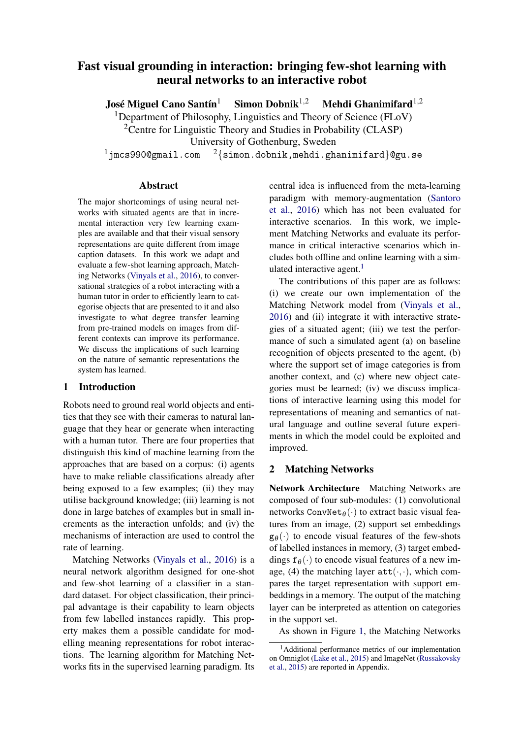# Fast visual grounding in interaction: bringing few-shot learning with neural networks to an interactive robot

**José Miguel Cano Santín**[1] **Simon Dobnik**[1,2] **Mehdi Ghanimifard**[1,2]

[1]Department of Philosophy, Linguistics and Theory of Science (FLoV)
[2]Centre for Linguistic Theory and Studies in Probability (CLASP)
University of Gothenburg, Sweden

[1]jmcs990@gmail.com [2]{simon.dobnik,mehdi.ghanimifard}@gu.se

## Abstract

The major shortcomings of using neural networks with situated agents are that in incremental interaction very few learning examples are available and that their visual sensory representations are quite different from image caption datasets. In this work we adapt and evaluate a few-shot learning approach, Matching Networks (Vinyals et al., 2016), to conversational strategies of a robot interacting with a human tutor in order to efficiently learn to categorise objects that are presented to it and also investigate to what degree transfer learning from pre-trained models on images from different contexts can improve its performance. We discuss the implications of such learning on the nature of semantic representations the system has learned.

## 1 Introduction

Robots need to ground real world objects and entities that they see with their cameras to natural language that they hear or generate when interacting with a human tutor. There are four properties that distinguish this kind of machine learning from the approaches that are based on a corpus: (i) agents have to make reliable classifications already after being exposed to a few examples; (ii) they may utilise background knowledge; (iii) learning is not done in large batches of examples but in small increments as the interaction unfolds; and (iv) the mechanisms of interaction are used to control the rate of learning.

Matching Networks (Vinyals et al., 2016) is a neural network algorithm designed for one-shot and few-shot learning of a classifier in a standard dataset. For object classification, their principal advantage is their capability to learn objects from few labelled instances rapidly. This property makes them a possible candidate for modelling meaning representations for robot interactions. The learning algorithm for Matching Networks fits in the supervised learning paradigm. Its central idea is influenced from the meta-learning paradigm with memory-augmentation (Santoro et al., 2016) which has not been evaluated for interactive scenarios. In this work, we implement Matching Networks and evaluate its performance in critical interactive scenarios which includes both offline and online learning with a simulated interactive agent.[1]

The contributions of this paper are as follows: (i) we create our own implementation of the Matching Network model from (Vinyals et al., 2016) and (ii) integrate it with interactive strategies of a situated agent; (iii) we test the performance of such a simulated agent (a) on baseline recognition of objects presented to the agent, (b) where the support set of image categories is from another context, and (c) where new object categories must be learned; (iv) we discuss implications of interactive learning using this model for representations of meaning and semantics of natural language and outline several future experiments in which the model could be exploited and improved.

## 2 Matching Networks

**Network Architecture** Matching Networks are composed of four sub-modules: (1) convolutional networks $\mathtt{ConvNet}_\theta(\cdot)$ to extract basic visual features from an image, (2) support set embeddings $\mathtt{g}_\theta(\cdot)$ to encode visual features of the few-shots of labelled instances in memory, (3) target embeddings $\mathtt{f}_\theta(\cdot)$ to encode visual features of a new image, (4) the matching layer $\mathtt{att}(\cdot,\cdot)$, which compares the target representation with support embeddings in a memory. The output of the matching layer can be interpreted as attention on categories in the support set.

As shown in Figure 1, the Matching Networks

[1]Additional performance metrics of our implementation on Omniglot (Lake et al., 2015) and ImageNet (Russakovsky et al., 2015) are reported in Appendix.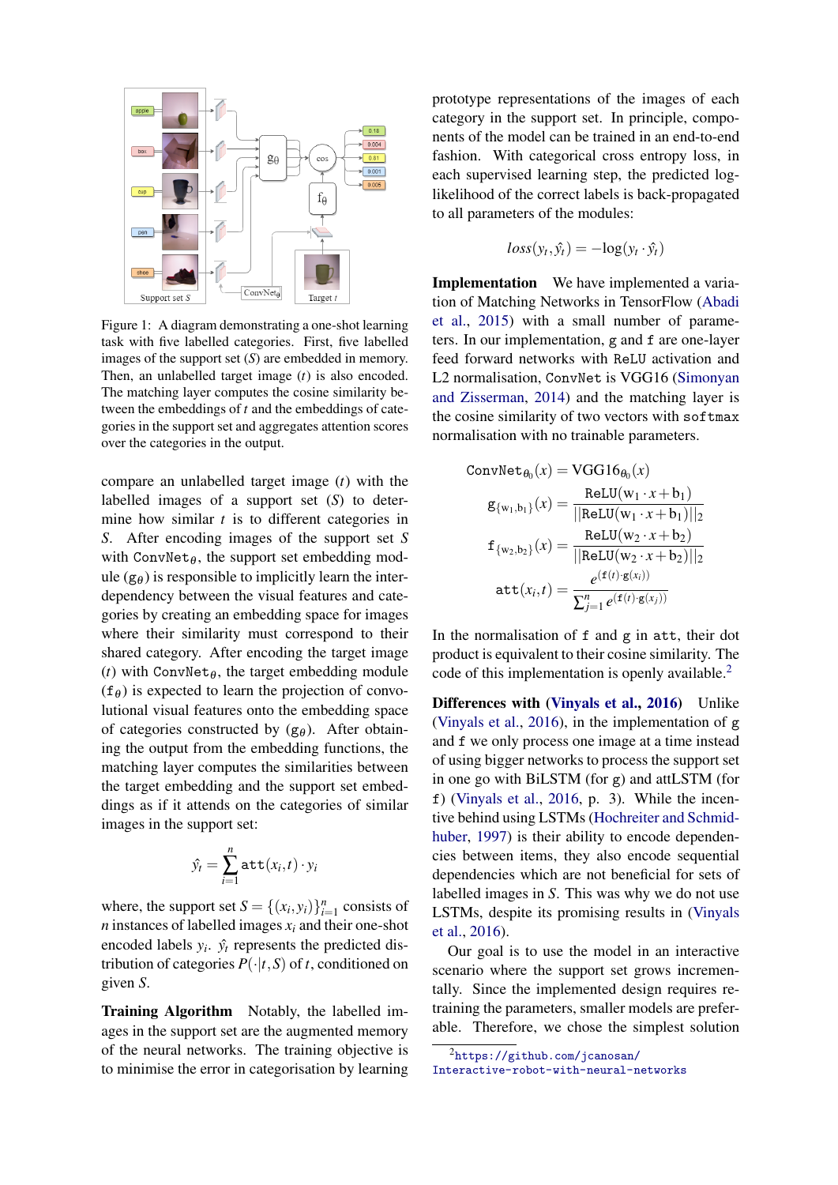Figure 1: A diagram demonstrating a one-shot learning task with five labelled categories. First, five labelled images of the support set ($S$) are embedded in memory. Then, an unlabelled target image ($t$) is also encoded. The matching layer computes the cosine similarity between the embeddings of $t$ and the embeddings of categories in the support set and aggregates attention scores over the categories in the output.

compare an unlabelled target image ($t$) with the labelled images of a support set ($S$) to determine how similar $t$ is to different categories in $S$. After encoding images of the support set $S$ with $\texttt{ConvNet}_\theta$, the support set embedding module ($\texttt{g}_\theta$) is responsible to implicitly learn the interdependency between the visual features and categories by creating an embedding space for images where their similarity must correspond to their shared category. After encoding the target image ($t$) with $\texttt{ConvNet}_\theta$, the target embedding module ($\texttt{f}_\theta$) is expected to learn the projection of convolutional visual features onto the embedding space of categories constructed by ($\texttt{g}_\theta$). After obtaining the output from the embedding functions, the matching layer computes the similarities between the target embedding and the support set embeddings as if it attends on the categories of similar images in the support set:

$$\hat{y}_t = \sum_{i=1}^{n} \texttt{att}(x_i, t) \cdot y_i$$

where, the support set $S = \{(x_i, y_i)\}_{i=1}^{n}$ consists of $n$ instances of labelled images $x_i$ and their one-shot encoded labels $y_i$. $\hat{y}_t$ represents the predicted distribution of categories $P(\cdot|t, S)$ of $t$, conditioned on given $S$.

**Training Algorithm** Notably, the labelled images in the support set are the augmented memory of the neural networks. The training objective is to minimise the error in categorisation by learning prototype representations of the images of each category in the support set. In principle, components of the model can be trained in an end-to-end fashion. With categorical cross entropy loss, in each supervised learning step, the predicted log-likelihood of the correct labels is back-propagated to all parameters of the modules:

$$loss(y_t, \hat{y}_t) = -\log(y_t \cdot \hat{y}_t)$$

**Implementation** We have implemented a variation of Matching Networks in TensorFlow (Abadi et al., 2015) with a small number of parameters. In our implementation, g and f are one-layer feed forward networks with ReLU activation and L2 normalisation, ConvNet is VGG16 (Simonyan and Zisserman, 2014) and the matching layer is the cosine similarity of two vectors with softmax normalisation with no trainable parameters.

$$\texttt{ConvNet}_{\theta_0}(x) = \text{VGG16}_{\theta_0}(x)$$

$$\texttt{g}_{\{\text{w}_1,\text{b}_1\}}(x) = \frac{\texttt{ReLU}(\text{w}_1 \cdot x + \text{b}_1)}{||\texttt{ReLU}(\text{w}_1 \cdot x + \text{b}_1)||_2}$$

$$\texttt{f}_{\{\text{w}_2,\text{b}_2\}}(x) = \frac{\texttt{ReLU}(\text{w}_2 \cdot x + \text{b}_2)}{||\texttt{ReLU}(\text{w}_2 \cdot x + \text{b}_2)||_2}$$

$$\texttt{att}(x_i, t) = \frac{e^{(\texttt{f}(t) \cdot \texttt{g}(x_i))}}{\sum_{j=1}^{n} e^{(\texttt{f}(t) \cdot \texttt{g}(x_j))}}$$

In the normalisation of f and g in att, their dot product is equivalent to their cosine similarity. The code of this implementation is openly available.[2]

**Differences with (Vinyals et al., 2016)** Unlike (Vinyals et al., 2016), in the implementation of g and f we only process one image at a time instead of using bigger networks to process the support set in one go with BiLSTM (for g) and attLSTM (for f) (Vinyals et al., 2016, p. 3). While the incentive behind using LSTMs (Hochreiter and Schmidhuber, 1997) is their ability to encode dependencies between items, they also encode sequential dependencies which are not beneficial for sets of labelled images in $S$. This was why we do not use LSTMs, despite its promising results in (Vinyals et al., 2016).

Our goal is to use the model in an interactive scenario where the support set grows incrementally. Since the implemented design requires retraining the parameters, smaller models are preferable. Therefore, we chose the simplest solution

[2] https://github.com/jcanosan/Interactive-robot-with-neural-networks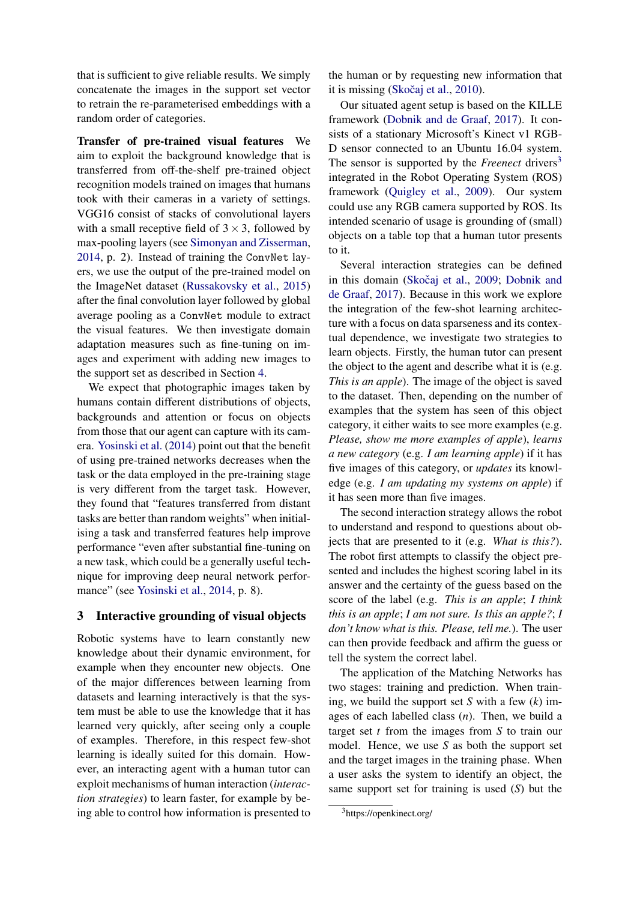that is sufficient to give reliable results. We simply concatenate the images in the support set vector to retrain the re-parameterised embeddings with a random order of categories.

**Transfer of pre-trained visual features** We aim to exploit the background knowledge that is transferred from off-the-shelf pre-trained object recognition models trained on images that humans took with their cameras in a variety of settings. VGG16 consist of stacks of convolutional layers with a small receptive field of $3 \times 3$, followed by max-pooling layers (see Simonyan and Zisserman, 2014, p. 2). Instead of training the `ConvNet` layers, we use the output of the pre-trained model on the ImageNet dataset (Russakovsky et al., 2015) after the final convolution layer followed by global average pooling as a `ConvNet` module to extract the visual features. We then investigate domain adaptation measures such as fine-tuning on images and experiment with adding new images to the support set as described in Section 4.

We expect that photographic images taken by humans contain different distributions of objects, backgrounds and attention or focus on objects from those that our agent can capture with its camera. Yosinski et al. (2014) point out that the benefit of using pre-trained networks decreases when the task or the data employed in the pre-training stage is very different from the target task. However, they found that "features transferred from distant tasks are better than random weights" when initialising a task and transferred features help improve performance "even after substantial fine-tuning on a new task, which could be a generally useful technique for improving deep neural network performance" (see Yosinski et al., 2014, p. 8).

## 3 Interactive grounding of visual objects

Robotic systems have to learn constantly new knowledge about their dynamic environment, for example when they encounter new objects. One of the major differences between learning from datasets and learning interactively is that the system must be able to use the knowledge that it has learned very quickly, after seeing only a couple of examples. Therefore, in this respect few-shot learning is ideally suited for this domain. However, an interacting agent with a human tutor can exploit mechanisms of human interaction (*interaction strategies*) to learn faster, for example by being able to control how information is presented to the human or by requesting new information that it is missing (Skočaj et al., 2010).

Our situated agent setup is based on the KILLE framework (Dobnik and de Graaf, 2017). It consists of a stationary Microsoft's Kinect v1 RGB-D sensor connected to an Ubuntu 16.04 system. The sensor is supported by the *Freenect* drivers[3] integrated in the Robot Operating System (ROS) framework (Quigley et al., 2009). Our system could use any RGB camera supported by ROS. Its intended scenario of usage is grounding of (small) objects on a table top that a human tutor presents to it.

Several interaction strategies can be defined in this domain (Skočaj et al., 2009; Dobnik and de Graaf, 2017). Because in this work we explore the integration of the few-shot learning architecture with a focus on data sparseness and its contextual dependence, we investigate two strategies to learn objects. Firstly, the human tutor can present the object to the agent and describe what it is (e.g. *This is an apple*). The image of the object is saved to the dataset. Then, depending on the number of examples that the system has seen of this object category, it either waits to see more examples (e.g. *Please, show me more examples of apple*), *learns a new category* (e.g. *I am learning apple*) if it has five images of this category, or *updates* its knowledge (e.g. *I am updating my systems on apple*) if it has seen more than five images.

The second interaction strategy allows the robot to understand and respond to questions about objects that are presented to it (e.g. *What is this?*). The robot first attempts to classify the object presented and includes the highest scoring label in its answer and the certainty of the guess based on the score of the label (e.g. *This is an apple*; *I think this is an apple*; *I am not sure. Is this an apple?*; *I don't know what is this. Please, tell me.*). The user can then provide feedback and affirm the guess or tell the system the correct label.

The application of the Matching Networks has two stages: training and prediction. When training, we build the support set $S$ with a few ($k$) images of each labelled class ($n$). Then, we build a target set $t$ from the images from $S$ to train our model. Hence, we use $S$ as both the support set and the target images in the training phase. When a user asks the system to identify an object, the same support set for training is used ($S$) but the

[3] https://openkinect.org/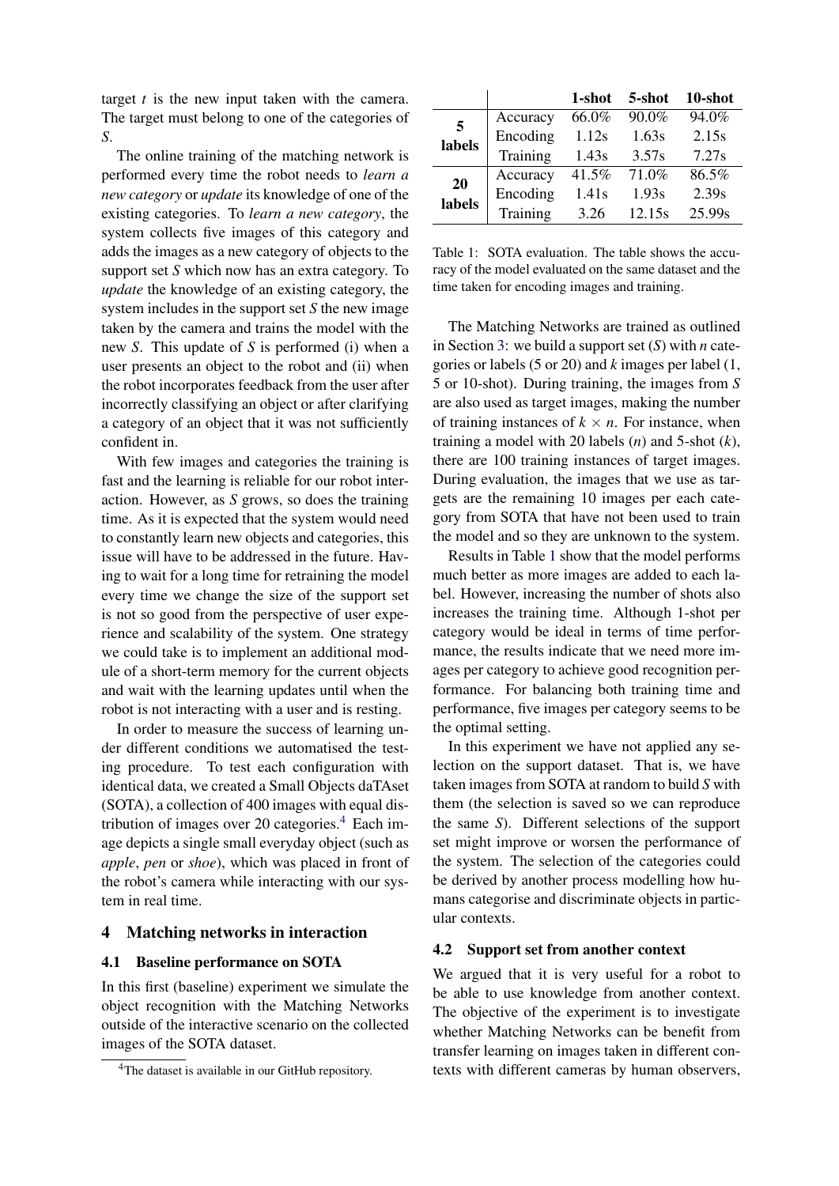target $t$ is the new input taken with the camera. The target must belong to one of the categories of $S$.

The online training of the matching network is performed every time the robot needs to *learn a new category* or *update* its knowledge of one of the existing categories. To *learn a new category*, the system collects five images of this category and adds the images as a new category of objects to the support set $S$ which now has an extra category. To *update* the knowledge of an existing category, the system includes in the support set $S$ the new image taken by the camera and trains the model with the new $S$. This update of $S$ is performed (i) when a user presents an object to the robot and (ii) when the robot incorporates feedback from the user after incorrectly classifying an object or after clarifying a category of an object that it was not sufficiently confident in.

With few images and categories the training is fast and the learning is reliable for our robot interaction. However, as $S$ grows, so does the training time. As it is expected that the system would need to constantly learn new objects and categories, this issue will have to be addressed in the future. Having to wait for a long time for retraining the model every time we change the size of the support set is not so good from the perspective of user experience and scalability of the system. One strategy we could take is to implement an additional module of a short-term memory for the current objects and wait with the learning updates until when the robot is not interacting with a user and is resting.

In order to measure the success of learning under different conditions we automatised the testing procedure. To test each configuration with identical data, we created a Small Objects daTAset (SOTA), a collection of 400 images with equal distribution of images over 20 categories.[4] Each image depicts a single small everyday object (such as *apple*, *pen* or *shoe*), which was placed in front of the robot's camera while interacting with our system in real time.

## 4 Matching networks in interaction

### 4.1 Baseline performance on SOTA

In this first (baseline) experiment we simulate the object recognition with the Matching Networks outside of the interactive scenario on the collected images of the SOTA dataset.

[4] The dataset is available in our GitHub repository.

| | | **1-shot** | **5-shot** | **10-shot** |
|---|---|---|---|---|
| **5 labels** | Accuracy | 66.0% | 90.0% | 94.0% |
| | Encoding | 1.12s | 1.63s | 2.15s |
| | Training | 1.43s | 3.57s | 7.27s |
| **20 labels** | Accuracy | 41.5% | 71.0% | 86.5% |
| | Encoding | 1.41s | 1.93s | 2.39s |
| | Training | 3.26 | 12.15s | 25.99s |

Table 1: SOTA evaluation. The table shows the accuracy of the model evaluated on the same dataset and the time taken for encoding images and training.

The Matching Networks are trained as outlined in Section 3: we build a support set ($S$) with $n$ categories or labels (5 or 20) and $k$ images per label (1, 5 or 10-shot). During training, the images from $S$ are also used as target images, making the number of training instances of $k \times n$. For instance, when training a model with 20 labels ($n$) and 5-shot ($k$), there are 100 training instances of target images. During evaluation, the images that we use as targets are the remaining 10 images per each category from SOTA that have not been used to train the model and so they are unknown to the system.

Results in Table 1 show that the model performs much better as more images are added to each label. However, increasing the number of shots also increases the training time. Although 1-shot per category would be ideal in terms of time performance, the results indicate that we need more images per category to achieve good recognition performance. For balancing both training time and performance, five images per category seems to be the optimal setting.

In this experiment we have not applied any selection on the support dataset. That is, we have taken images from SOTA at random to build $S$ with them (the selection is saved so we can reproduce the same $S$). Different selections of the support set might improve or worsen the performance of the system. The selection of the categories could be derived by another process modelling how humans categorise and discriminate objects in particular contexts.

### 4.2 Support set from another context

We argued that it is very useful for a robot to be able to use knowledge from another context. The objective of the experiment is to investigate whether Matching Networks can be benefit from transfer learning on images taken in different contexts with different cameras by human observers,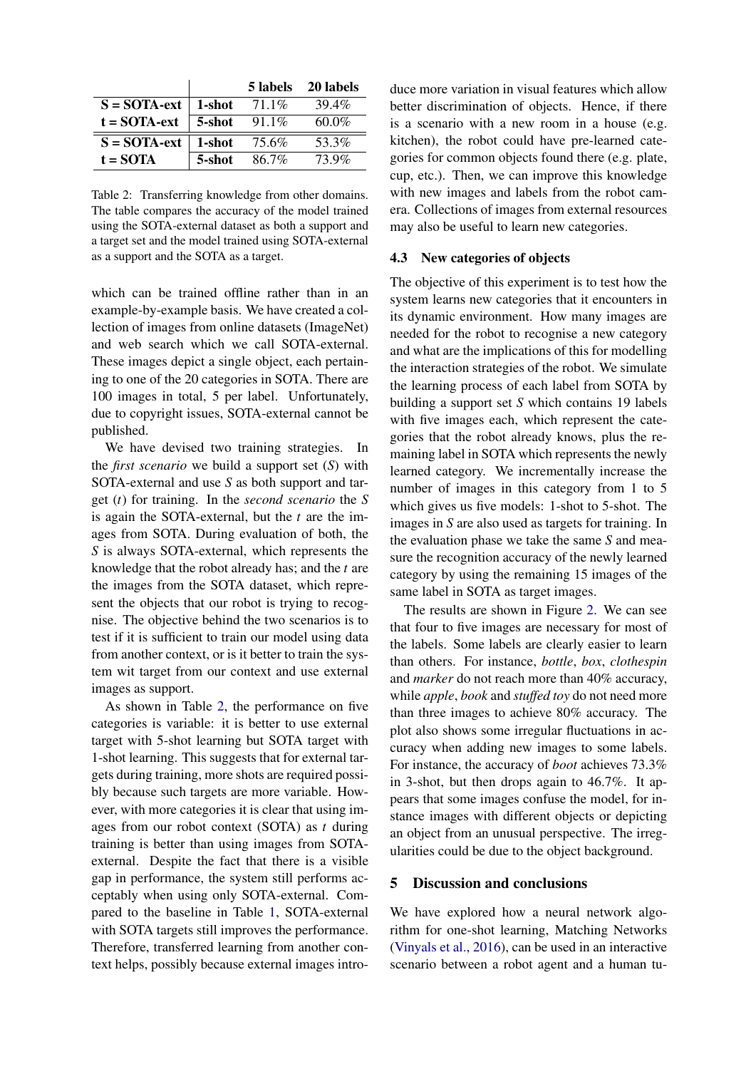| | | 5 labels | 20 labels |
|---|---|---|---|
| **S = SOTA-ext** | **1-shot** | 71.1% | 39.4% |
| **t = SOTA-ext** | **5-shot** | 91.1% | 60.0% |
| **S = SOTA-ext** | **1-shot** | 75.6% | 53.3% |
| **t = SOTA** | **5-shot** | 86.7% | 73.9% |

Table 2: Transferring knowledge from other domains. The table compares the accuracy of the model trained using the SOTA-external dataset as both a support and a target set and the model trained using SOTA-external as a support and the SOTA as a target.

which can be trained offline rather than in an example-by-example basis. We have created a collection of images from online datasets (ImageNet) and web search which we call SOTA-external. These images depict a single object, each pertaining to one of the 20 categories in SOTA. There are 100 images in total, 5 per label. Unfortunately, due to copyright issues, SOTA-external cannot be published.

We have devised two training strategies. In the *first scenario* we build a support set (*S*) with SOTA-external and use *S* as both support and target (*t*) for training. In the *second scenario* the *S* is again the SOTA-external, but the *t* are the images from SOTA. During evaluation of both, the *S* is always SOTA-external, which represents the knowledge that the robot already has; and the *t* are the images from the SOTA dataset, which represent the objects that our robot is trying to recognise. The objective behind the two scenarios is to test if it is sufficient to train our model using data from another context, or is it better to train the system wit target from our context and use external images as support.

As shown in Table 2, the performance on five categories is variable: it is better to use external target with 5-shot learning but SOTA target with 1-shot learning. This suggests that for external targets during training, more shots are required possibly because such targets are more variable. However, with more categories it is clear that using images from our robot context (SOTA) as *t* during training is better than using images from SOTA-external. Despite the fact that there is a visible gap in performance, the system still performs acceptably when using only SOTA-external. Compared to the baseline in Table 1, SOTA-external with SOTA targets still improves the performance. Therefore, transferred learning from another context helps, possibly because external images introduce more variation in visual features which allow better discrimination of objects. Hence, if there is a scenario with a new room in a house (e.g. kitchen), the robot could have pre-learned categories for common objects found there (e.g. plate, cup, etc.). Then, we can improve this knowledge with new images and labels from the robot camera. Collections of images from external resources may also be useful to learn new categories.

### 4.3 New categories of objects

The objective of this experiment is to test how the system learns new categories that it encounters in its dynamic environment. How many images are needed for the robot to recognise a new category and what are the implications of this for modelling the interaction strategies of the robot. We simulate the learning process of each label from SOTA by building a support set *S* which contains 19 labels with five images each, which represent the categories that the robot already knows, plus the remaining label in SOTA which represents the newly learned category. We incrementally increase the number of images in this category from 1 to 5 which gives us five models: 1-shot to 5-shot. The images in *S* are also used as targets for training. In the evaluation phase we take the same *S* and measure the recognition accuracy of the newly learned category by using the remaining 15 images of the same label in SOTA as target images.

The results are shown in Figure 2. We can see that four to five images are necessary for most of the labels. Some labels are clearly easier to learn than others. For instance, *bottle*, *box*, *clothespin* and *marker* do not reach more than 40% accuracy, while *apple*, *book* and *stuffed toy* do not need more than three images to achieve 80% accuracy. The plot also shows some irregular fluctuations in accuracy when adding new images to some labels. For instance, the accuracy of *boot* achieves 73.3% in 3-shot, but then drops again to 46.7%. It appears that some images confuse the model, for instance images with different objects or depicting an object from an unusual perspective. The irregularities could be due to the object background.

## 5 Discussion and conclusions

We have explored how a neural network algorithm for one-shot learning, Matching Networks (Vinyals et al., 2016), can be used in an interactive scenario between a robot agent and a human tu-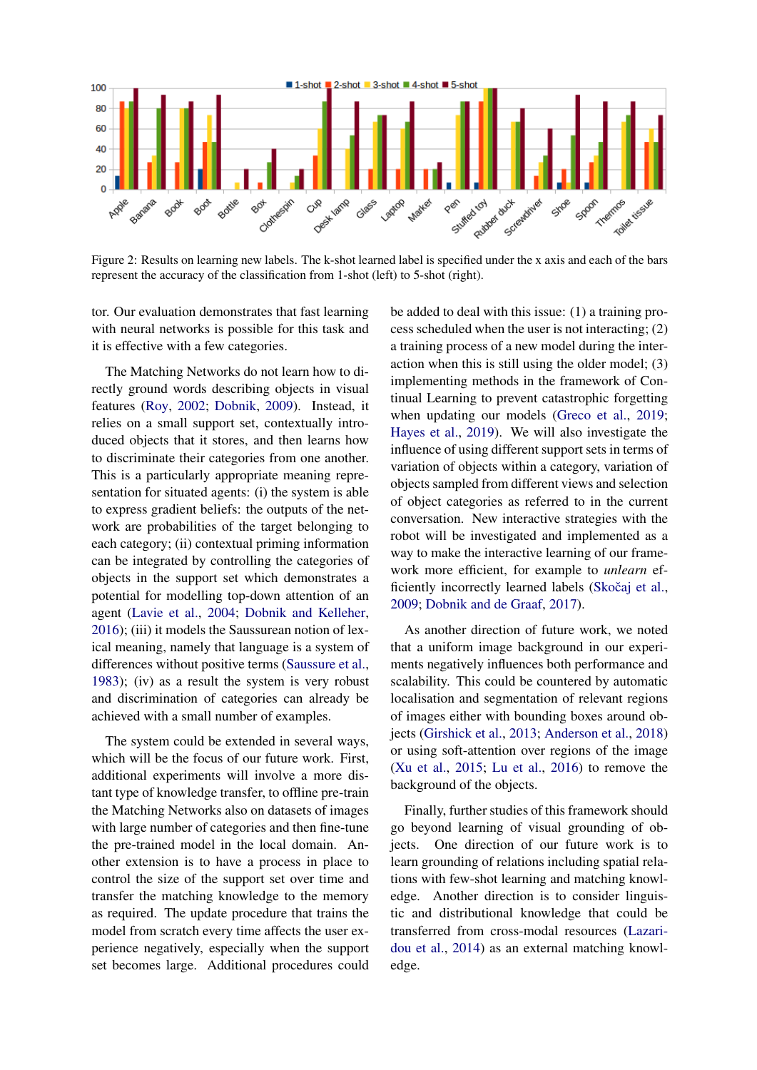Figure 2: Results on learning new labels. The k-shot learned label is specified under the x axis and each of the bars represent the accuracy of the classification from 1-shot (left) to 5-shot (right).

tor. Our evaluation demonstrates that fast learning with neural networks is possible for this task and it is effective with a few categories.

The Matching Networks do not learn how to directly ground words describing objects in visual features (Roy, 2002; Dobnik, 2009). Instead, it relies on a small support set, contextually introduced objects that it stores, and then learns how to discriminate their categories from one another. This is a particularly appropriate meaning representation for situated agents: (i) the system is able to express gradient beliefs: the outputs of the network are probabilities of the target belonging to each category; (ii) contextual priming information can be integrated by controlling the categories of objects in the support set which demonstrates a potential for modelling top-down attention of an agent (Lavie et al., 2004; Dobnik and Kelleher, 2016); (iii) it models the Saussurean notion of lexical meaning, namely that language is a system of differences without positive terms (Saussure et al., 1983); (iv) as a result the system is very robust and discrimination of categories can already be achieved with a small number of examples.

The system could be extended in several ways, which will be the focus of our future work. First, additional experiments will involve a more distant type of knowledge transfer, to offline pre-train the Matching Networks also on datasets of images with large number of categories and then fine-tune the pre-trained model in the local domain. Another extension is to have a process in place to control the size of the support set over time and transfer the matching knowledge to the memory as required. The update procedure that trains the model from scratch every time affects the user experience negatively, especially when the support set becomes large. Additional procedures could be added to deal with this issue: (1) a training process scheduled when the user is not interacting; (2) a training process of a new model during the interaction when this is still using the older model; (3) implementing methods in the framework of Continual Learning to prevent catastrophic forgetting when updating our models (Greco et al., 2019; Hayes et al., 2019). We will also investigate the influence of using different support sets in terms of variation of objects within a category, variation of objects sampled from different views and selection of object categories as referred to in the current conversation. New interactive strategies with the robot will be investigated and implemented as a way to make the interactive learning of our framework more efficient, for example to *unlearn* efficiently incorrectly learned labels (Skočaj et al., 2009; Dobnik and de Graaf, 2017).

As another direction of future work, we noted that a uniform image background in our experiments negatively influences both performance and scalability. This could be countered by automatic localisation and segmentation of relevant regions of images either with bounding boxes around objects (Girshick et al., 2013; Anderson et al., 2018) or using soft-attention over regions of the image (Xu et al., 2015; Lu et al., 2016) to remove the background of the objects.

Finally, further studies of this framework should go beyond learning of visual grounding of objects. One direction of our future work is to learn grounding of relations including spatial relations with few-shot learning and matching knowledge. Another direction is to consider linguistic and distributional knowledge that could be transferred from cross-modal resources (Lazaridou et al., 2014) as an external matching knowledge.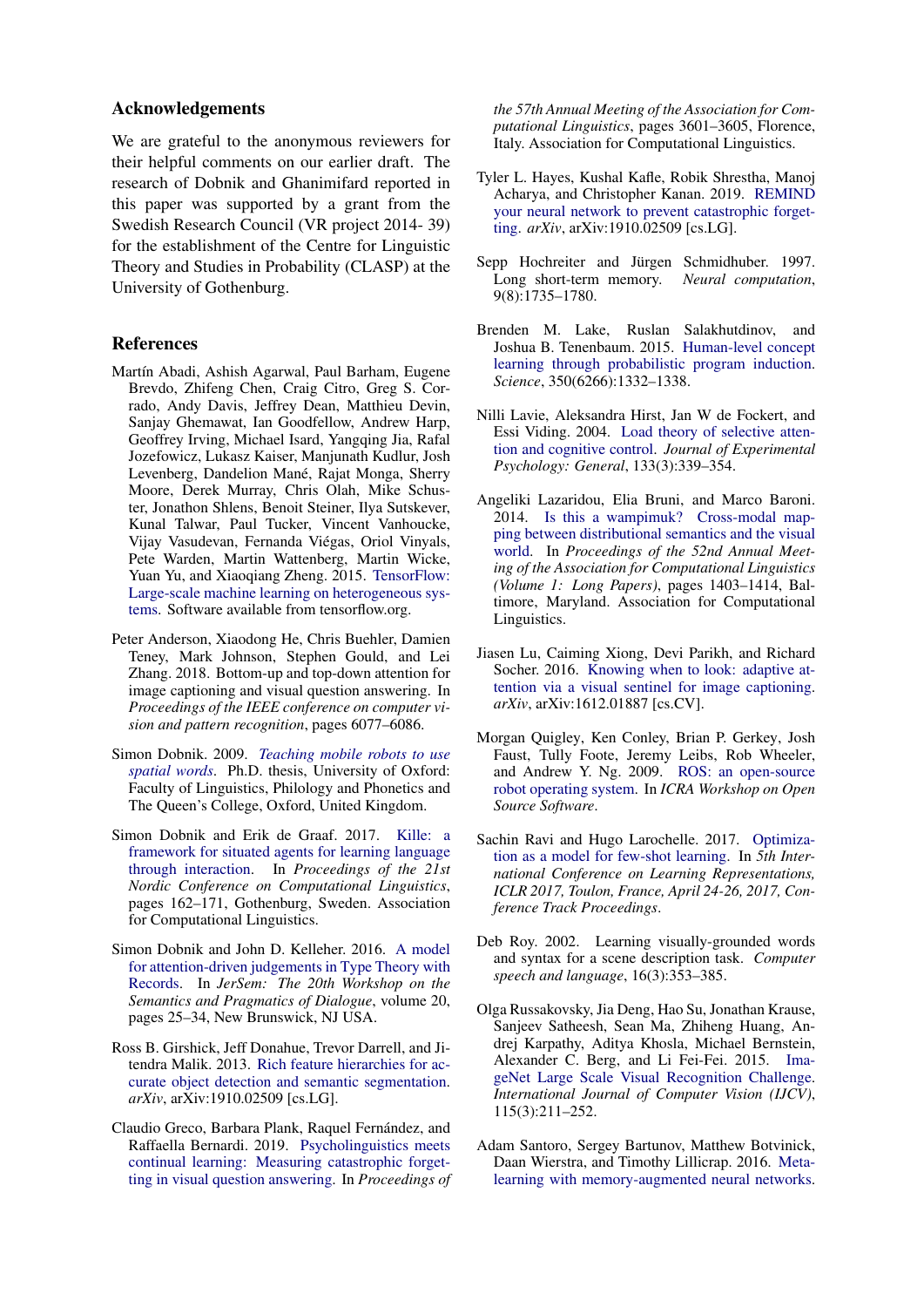## Acknowledgements

We are grateful to the anonymous reviewers for their helpful comments on our earlier draft. The research of Dobnik and Ghanimifard reported in this paper was supported by a grant from the Swedish Research Council (VR project 2014- 39) for the establishment of the Centre for Linguistic Theory and Studies in Probability (CLASP) at the University of Gothenburg.

## References

Martín Abadi, Ashish Agarwal, Paul Barham, Eugene Brevdo, Zhifeng Chen, Craig Citro, Greg S. Corrado, Andy Davis, Jeffrey Dean, Matthieu Devin, Sanjay Ghemawat, Ian Goodfellow, Andrew Harp, Geoffrey Irving, Michael Isard, Yangqing Jia, Rafal Jozefowicz, Lukasz Kaiser, Manjunath Kudlur, Josh Levenberg, Dandelion Mané, Rajat Monga, Sherry Moore, Derek Murray, Chris Olah, Mike Schuster, Jonathon Shlens, Benoit Steiner, Ilya Sutskever, Kunal Talwar, Paul Tucker, Vincent Vanhoucke, Vijay Vasudevan, Fernanda Viégas, Oriol Vinyals, Pete Warden, Martin Wattenberg, Martin Wicke, Yuan Yu, and Xiaoqiang Zheng. 2015. TensorFlow: Large-scale machine learning on heterogeneous systems. Software available from tensorflow.org.

Peter Anderson, Xiaodong He, Chris Buehler, Damien Teney, Mark Johnson, Stephen Gould, and Lei Zhang. 2018. Bottom-up and top-down attention for image captioning and visual question answering. In *Proceedings of the IEEE conference on computer vision and pattern recognition*, pages 6077–6086.

Simon Dobnik. 2009. *Teaching mobile robots to use spatial words*. Ph.D. thesis, University of Oxford: Faculty of Linguistics, Philology and Phonetics and The Queen's College, Oxford, United Kingdom.

Simon Dobnik and Erik de Graaf. 2017. Kille: a framework for situated agents for learning language through interaction. In *Proceedings of the 21st Nordic Conference on Computational Linguistics*, pages 162–171, Gothenburg, Sweden. Association for Computational Linguistics.

Simon Dobnik and John D. Kelleher. 2016. A model for attention-driven judgements in Type Theory with Records. In *JerSem: The 20th Workshop on the Semantics and Pragmatics of Dialogue*, volume 20, pages 25–34, New Brunswick, NJ USA.

Ross B. Girshick, Jeff Donahue, Trevor Darrell, and Jitendra Malik. 2013. Rich feature hierarchies for accurate object detection and semantic segmentation. *arXiv*, arXiv:1910.02509 [cs.LG].

Claudio Greco, Barbara Plank, Raquel Fernández, and Raffaella Bernardi. 2019. Psycholinguistics meets continual learning: Measuring catastrophic forgetting in visual question answering. In *Proceedings of the 57th Annual Meeting of the Association for Computational Linguistics*, pages 3601–3605, Florence, Italy. Association for Computational Linguistics.

Tyler L. Hayes, Kushal Kafle, Robik Shrestha, Manoj Acharya, and Christopher Kanan. 2019. REMIND your neural network to prevent catastrophic forgetting. *arXiv*, arXiv:1910.02509 [cs.LG].

Sepp Hochreiter and Jürgen Schmidhuber. 1997. Long short-term memory. *Neural computation*, 9(8):1735–1780.

Brenden M. Lake, Ruslan Salakhutdinov, and Joshua B. Tenenbaum. 2015. Human-level concept learning through probabilistic program induction. *Science*, 350(6266):1332–1338.

Nilli Lavie, Aleksandra Hirst, Jan W de Fockert, and Essi Viding. 2004. Load theory of selective attention and cognitive control. *Journal of Experimental Psychology: General*, 133(3):339–354.

Angeliki Lazaridou, Elia Bruni, and Marco Baroni. 2014. Is this a wampimuk? Cross-modal mapping between distributional semantics and the visual world. In *Proceedings of the 52nd Annual Meeting of the Association for Computational Linguistics (Volume 1: Long Papers)*, pages 1403–1414, Baltimore, Maryland. Association for Computational Linguistics.

Jiasen Lu, Caiming Xiong, Devi Parikh, and Richard Socher. 2016. Knowing when to look: adaptive attention via a visual sentinel for image captioning. *arXiv*, arXiv:1612.01887 [cs.CV].

Morgan Quigley, Ken Conley, Brian P. Gerkey, Josh Faust, Tully Foote, Jeremy Leibs, Rob Wheeler, and Andrew Y. Ng. 2009. ROS: an open-source robot operating system. In *ICRA Workshop on Open Source Software*.

Sachin Ravi and Hugo Larochelle. 2017. Optimization as a model for few-shot learning. In *5th International Conference on Learning Representations, ICLR 2017, Toulon, France, April 24-26, 2017, Conference Track Proceedings*.

Deb Roy. 2002. Learning visually-grounded words and syntax for a scene description task. *Computer speech and language*, 16(3):353–385.

Olga Russakovsky, Jia Deng, Hao Su, Jonathan Krause, Sanjeev Satheesh, Sean Ma, Zhiheng Huang, Andrej Karpathy, Aditya Khosla, Michael Bernstein, Alexander C. Berg, and Li Fei-Fei. 2015. ImageNet Large Scale Visual Recognition Challenge. *International Journal of Computer Vision (IJCV)*, 115(3):211–252.

Adam Santoro, Sergey Bartunov, Matthew Botvinick, Daan Wierstra, and Timothy Lillicrap. 2016. Meta-learning with memory-augmented neural networks.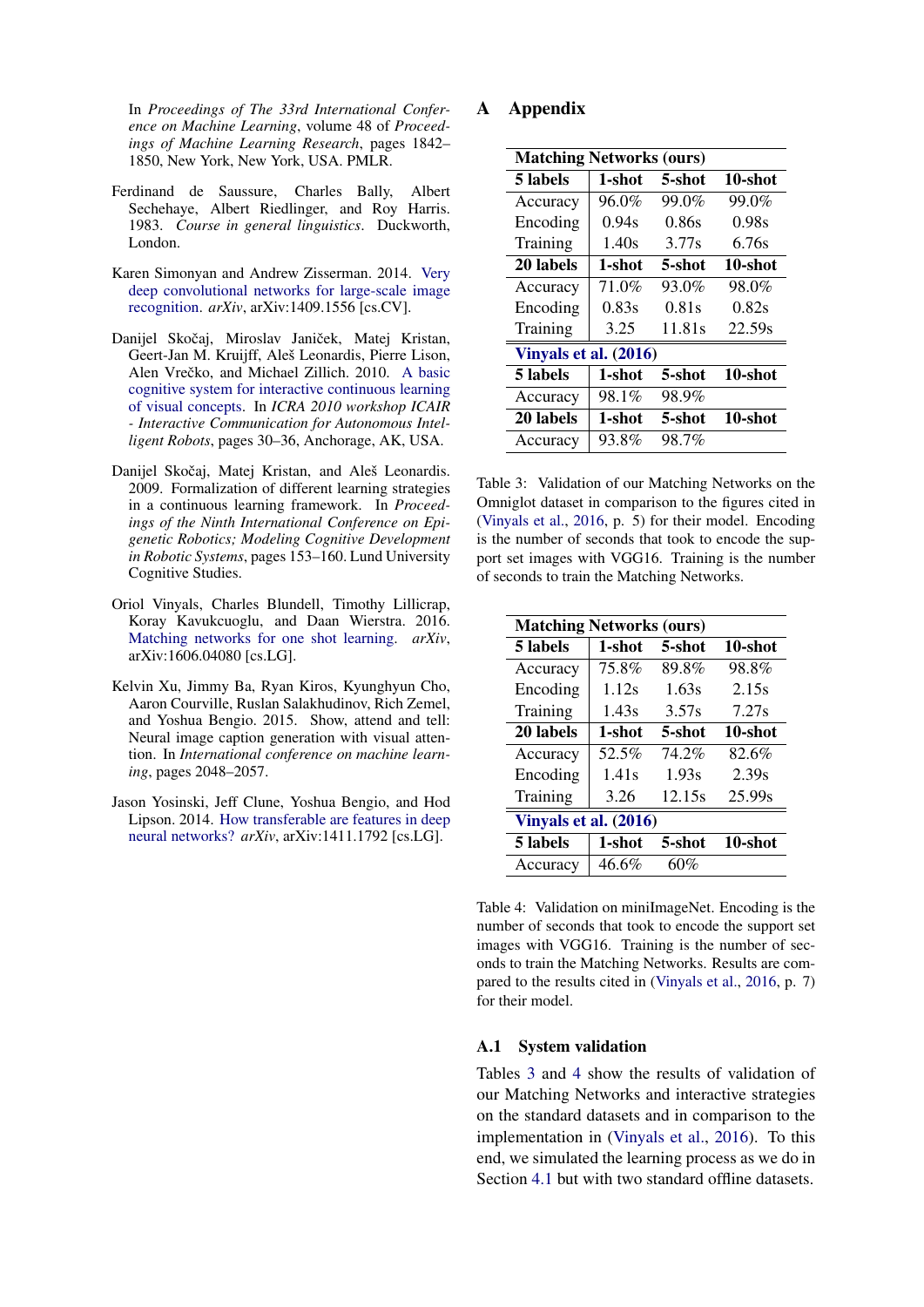In *Proceedings of The 33rd International Conference on Machine Learning*, volume 48 of *Proceedings of Machine Learning Research*, pages 1842–1850, New York, New York, USA. PMLR.

Ferdinand de Saussure, Charles Bally, Albert Sechehaye, Albert Riedlinger, and Roy Harris. 1983. *Course in general linguistics*. Duckworth, London.

Karen Simonyan and Andrew Zisserman. 2014. Very deep convolutional networks for large-scale image recognition. *arXiv*, arXiv:1409.1556 [cs.CV].

Danijel Skočaj, Miroslav Janiček, Matej Kristan, Geert-Jan M. Kruijff, Aleš Leonardis, Pierre Lison, Alen Vrečko, and Michael Zillich. 2010. A basic cognitive system for interactive continuous learning of visual concepts. In *ICRA 2010 workshop ICAIR - Interactive Communication for Autonomous Intelligent Robots*, pages 30–36, Anchorage, AK, USA.

Danijel Skočaj, Matej Kristan, and Aleš Leonardis. 2009. Formalization of different learning strategies in a continuous learning framework. In *Proceedings of the Ninth International Conference on Epigenetic Robotics; Modeling Cognitive Development in Robotic Systems*, pages 153–160. Lund University Cognitive Studies.

Oriol Vinyals, Charles Blundell, Timothy Lillicrap, Koray Kavukcuoglu, and Daan Wierstra. 2016. Matching networks for one shot learning. *arXiv*, arXiv:1606.04080 [cs.LG].

Kelvin Xu, Jimmy Ba, Ryan Kiros, Kyunghyun Cho, Aaron Courville, Ruslan Salakhudinov, Rich Zemel, and Yoshua Bengio. 2015. Show, attend and tell: Neural image caption generation with visual attention. In *International conference on machine learning*, pages 2048–2057.

Jason Yosinski, Jeff Clune, Yoshua Bengio, and Hod Lipson. 2014. How transferable are features in deep neural networks? *arXiv*, arXiv:1411.1792 [cs.LG].

# A Appendix

| **Matching Networks (ours)** | | | |
|---|---|---|---|
| **5 labels** | **1-shot** | **5-shot** | **10-shot** |
| Accuracy | 96.0% | 99.0% | 99.0% |
| Encoding | 0.94s | 0.86s | 0.98s |
| Training | 1.40s | 3.77s | 6.76s |
| **20 labels** | **1-shot** | **5-shot** | **10-shot** |
| Accuracy | 71.0% | 93.0% | 98.0% |
| Encoding | 0.83s | 0.81s | 0.82s |
| Training | 3.25 | 11.81s | 22.59s |
| **Vinyals et al. (2016)** | | | |
| **5 labels** | **1-shot** | **5-shot** | **10-shot** |
| Accuracy | 98.1% | 98.9% | |
| **20 labels** | **1-shot** | **5-shot** | **10-shot** |
| Accuracy | 93.8% | 98.7% | |

Table 3: Validation of our Matching Networks on the Omniglot dataset in comparison to the figures cited in (Vinyals et al., 2016, p. 5) for their model. Encoding is the number of seconds that took to encode the support set images with VGG16. Training is the number of seconds to train the Matching Networks.

| **Matching Networks (ours)** | | | |
|---|---|---|---|
| **5 labels** | **1-shot** | **5-shot** | **10-shot** |
| Accuracy | 75.8% | 89.8% | 98.8% |
| Encoding | 1.12s | 1.63s | 2.15s |
| Training | 1.43s | 3.57s | 7.27s |
| **20 labels** | **1-shot** | **5-shot** | **10-shot** |
| Accuracy | 52.5% | 74.2% | 82.6% |
| Encoding | 1.41s | 1.93s | 2.39s |
| Training | 3.26 | 12.15s | 25.99s |
| **Vinyals et al. (2016)** | | | |
| **5 labels** | **1-shot** | **5-shot** | **10-shot** |
| Accuracy | 46.6% | 60% | |

Table 4: Validation on miniImageNet. Encoding is the number of seconds that took to encode the support set images with VGG16. Training is the number of seconds to train the Matching Networks. Results are compared to the results cited in (Vinyals et al., 2016, p. 7) for their model.

## A.1 System validation

Tables 3 and 4 show the results of validation of our Matching Networks and interactive strategies on the standard datasets and in comparison to the implementation in (Vinyals et al., 2016). To this end, we simulated the learning process as we do in Section 4.1 but with two standard offline datasets.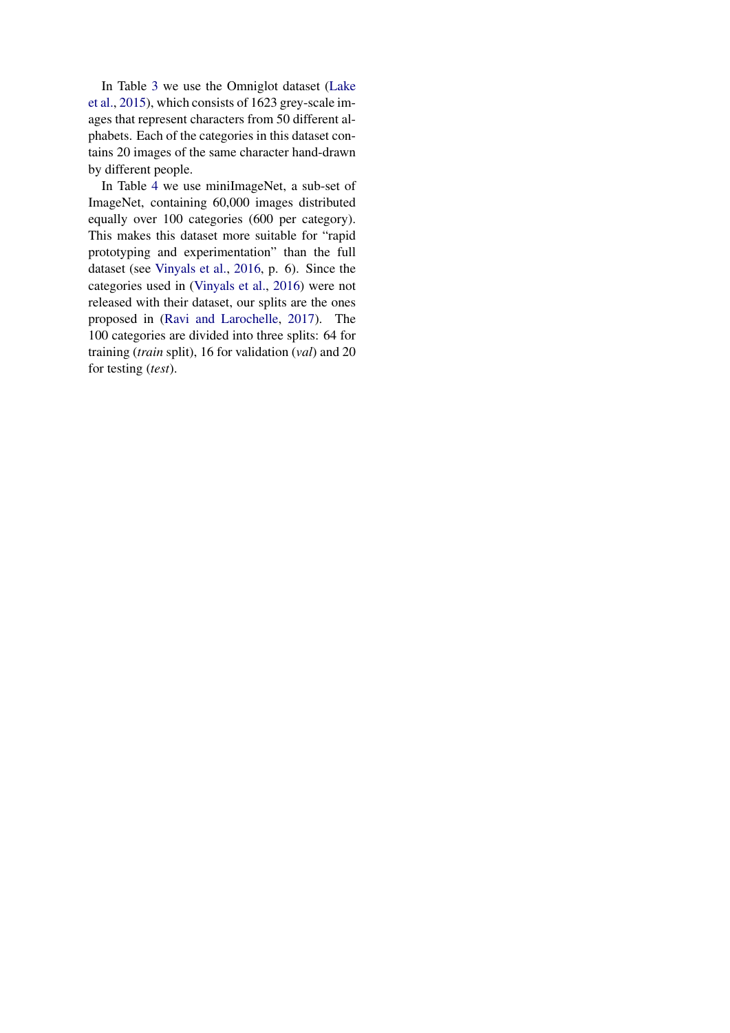In Table 3 we use the Omniglot dataset (Lake et al., 2015), which consists of 1623 grey-scale images that represent characters from 50 different alphabets. Each of the categories in this dataset contains 20 images of the same character hand-drawn by different people.

In Table 4 we use miniImageNet, a sub-set of ImageNet, containing 60,000 images distributed equally over 100 categories (600 per category). This makes this dataset more suitable for "rapid prototyping and experimentation" than the full dataset (see Vinyals et al., 2016, p. 6). Since the categories used in (Vinyals et al., 2016) were not released with their dataset, our splits are the ones proposed in (Ravi and Larochelle, 2017). The 100 categories are divided into three splits: 64 for training (*train* split), 16 for validation (*val*) and 20 for testing (*test*).